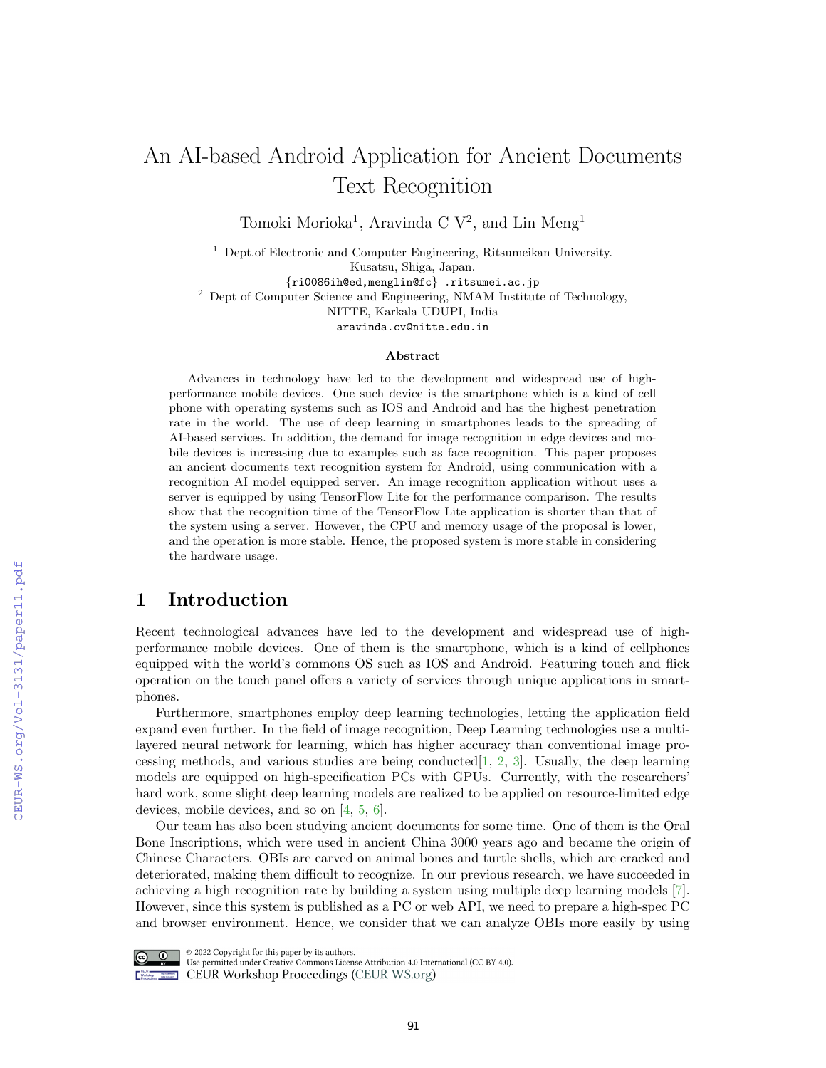# An AI-based Android Application for Ancient Documents Text Recognition

Tomoki Morioka[1], Aravinda C V[2], and Lin Meng[1]

[1] Dept.of Electronic and Computer Engineering, Ritsumeikan University. Kusatsu, Shiga, Japan.
{ri0086ih@ed,menglin@fc} .ritsumei.ac.jp

[2] Dept of Computer Science and Engineering, NMAM Institute of Technology, NITTE, Karkala UDUPI, India
aravinda.cv@nitte.edu.in

### Abstract

Advances in technology have led to the development and widespread use of high-performance mobile devices. One such device is the smartphone which is a kind of cell phone with operating systems such as IOS and Android and has the highest penetration rate in the world. The use of deep learning in smartphones leads to the spreading of AI-based services. In addition, the demand for image recognition in edge devices and mobile devices is increasing due to examples such as face recognition. This paper proposes an ancient documents text recognition system for Android, using communication with a recognition AI model equipped server. An image recognition application without uses a server is equipped by using TensorFlow Lite for the performance comparison. The results show that the recognition time of the TensorFlow Lite application is shorter than that of the system using a server. However, the CPU and memory usage of the proposal is lower, and the operation is more stable. Hence, the proposed system is more stable in considering the hardware usage.

## 1 Introduction

Recent technological advances have led to the development and widespread use of high-performance mobile devices. One of them is the smartphone, which is a kind of cellphones equipped with the world's commons OS such as IOS and Android. Featuring touch and flick operation on the touch panel offers a variety of services through unique applications in smartphones.

Furthermore, smartphones employ deep learning technologies, letting the application field expand even further. In the field of image recognition, Deep Learning technologies use a multi-layered neural network for learning, which has higher accuracy than conventional image processing methods, and various studies are being conducted[1, 2, 3]. Usually, the deep learning models are equipped on high-specification PCs with GPUs. Currently, with the researchers' hard work, some slight deep learning models are realized to be applied on resource-limited edge devices, mobile devices, and so on [4, 5, 6].

Our team has also been studying ancient documents for some time. One of them is the Oral Bone Inscriptions, which were used in ancient China 3000 years ago and became the origin of Chinese Characters. OBIs are carved on animal bones and turtle shells, which are cracked and deteriorated, making them difficult to recognize. In our previous research, we have succeeded in achieving a high recognition rate by building a system using multiple deep learning models [7]. However, since this system is published as a PC or web API, we need to prepare a high-spec PC and browser environment. Hence, we consider that we can analyze OBIs more easily by using

© 2022 Copyright for this paper by its authors.
Use permitted under Creative Commons License Attribution 4.0 International (CC BY 4.0).
CEUR Workshop Proceedings (CEUR-WS.org)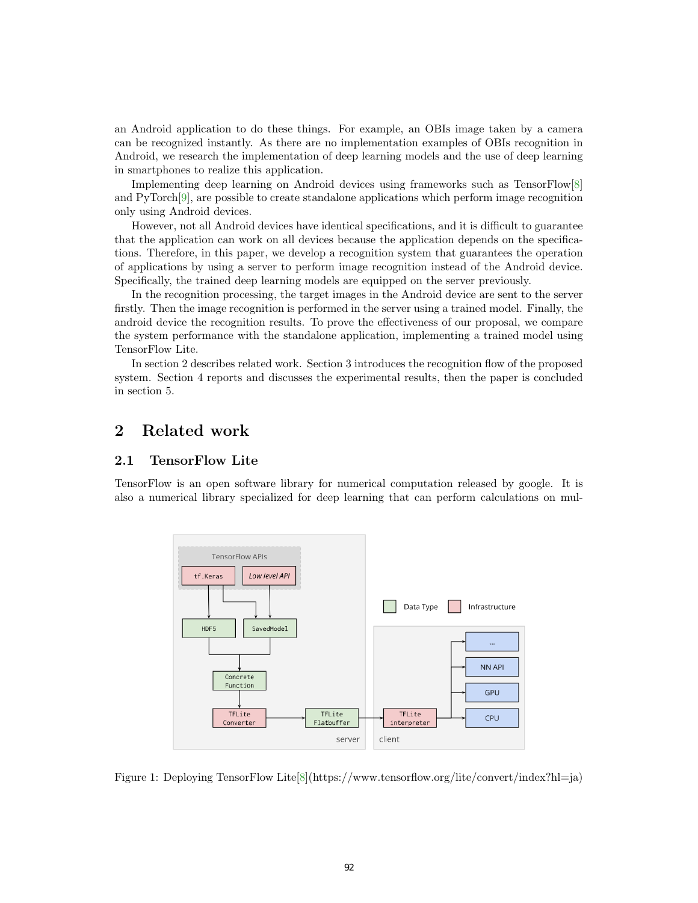an Android application to do these things. For example, an OBIs image taken by a camera can be recognized instantly. As there are no implementation examples of OBIs recognition in Android, we research the implementation of deep learning models and the use of deep learning in smartphones to realize this application.

Implementing deep learning on Android devices using frameworks such as TensorFlow[8] and PyTorch[9], are possible to create standalone applications which perform image recognition only using Android devices.

However, not all Android devices have identical specifications, and it is difficult to guarantee that the application can work on all devices because the application depends on the specifications. Therefore, in this paper, we develop a recognition system that guarantees the operation of applications by using a server to perform image recognition instead of the Android device. Specifically, the trained deep learning models are equipped on the server previously.

In the recognition processing, the target images in the Android device are sent to the server firstly. Then the image recognition is performed in the server using a trained model. Finally, the android device the recognition results. To prove the effectiveness of our proposal, we compare the system performance with the standalone application, implementing a trained model using TensorFlow Lite.

In section 2 describes related work. Section 3 introduces the recognition flow of the proposed system. Section 4 reports and discusses the experimental results, then the paper is concluded in section 5.

## 2 Related work

### 2.1 TensorFlow Lite

TensorFlow is an open software library for numerical computation released by google. It is also a numerical library specialized for deep learning that can perform calculations on mul-

Figure 1: Deploying TensorFlow Lite[8](https://www.tensorflow.org/lite/convert/index?hl=ja)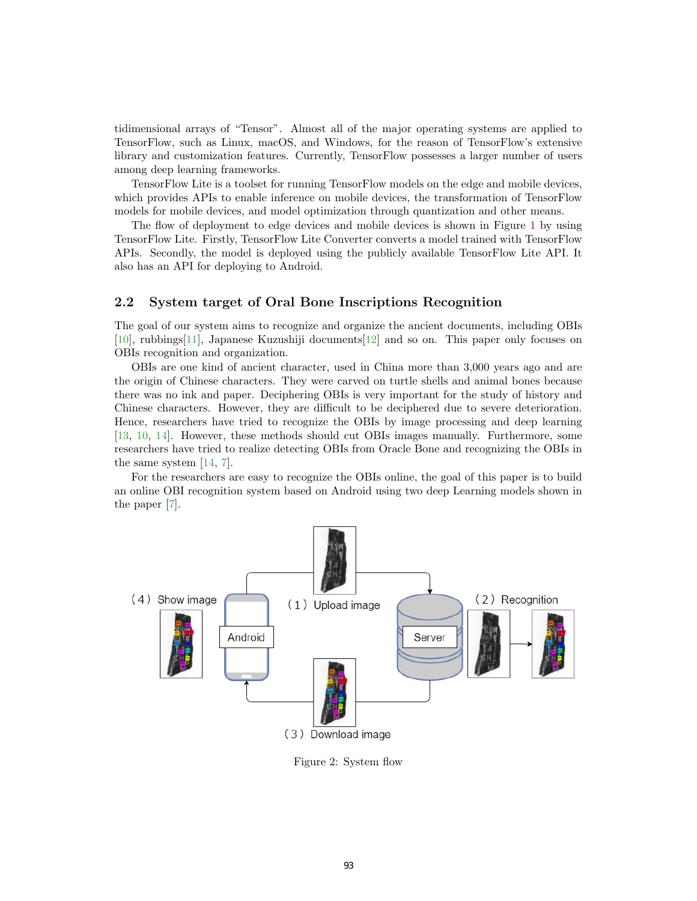tidimensional arrays of "Tensor". Almost all of the major operating systems are applied to TensorFlow, such as Linux, macOS, and Windows, for the reason of TensorFlow's extensive library and customization features. Currently, TensorFlow possesses a larger number of users among deep learning frameworks.

TensorFlow Lite is a toolset for running TensorFlow models on the edge and mobile devices, which provides APIs to enable inference on mobile devices, the transformation of TensorFlow models for mobile devices, and model optimization through quantization and other means.

The flow of deployment to edge devices and mobile devices is shown in Figure 1 by using TensorFlow Lite. Firstly, TensorFlow Lite Converter converts a model trained with TensorFlow APIs. Secondly, the model is deployed using the publicly available TensorFlow Lite API. It also has an API for deploying to Android.

## 2.2 System target of Oral Bone Inscriptions Recognition

The goal of our system aims to recognize and organize the ancient documents, including OBIs [10], rubbings[11], Japanese Kuzushiji documents[12] and so on. This paper only focuses on OBIs recognition and organization.

OBIs are one kind of ancient character, used in China more than 3,000 years ago and are the origin of Chinese characters. They were carved on turtle shells and animal bones because there was no ink and paper. Deciphering OBIs is very important for the study of history and Chinese characters. However, they are difficult to be deciphered due to severe deterioration. Hence, researchers have tried to recognize the OBIs by image processing and deep learning [13, 10, 14]. However, these methods should cut OBIs images manually. Furthermore, some researchers have tried to realize detecting OBIs from Oracle Bone and recognizing the OBIs in the same system [14, 7].

For the researchers are easy to recognize the OBIs online, the goal of this paper is to build an online OBI recognition system based on Android using two deep Learning models shown in the paper [7].

(4) Show image — Android — (1) Upload image — Server — (2) Recognition — (3) Download image

Figure 2: System flow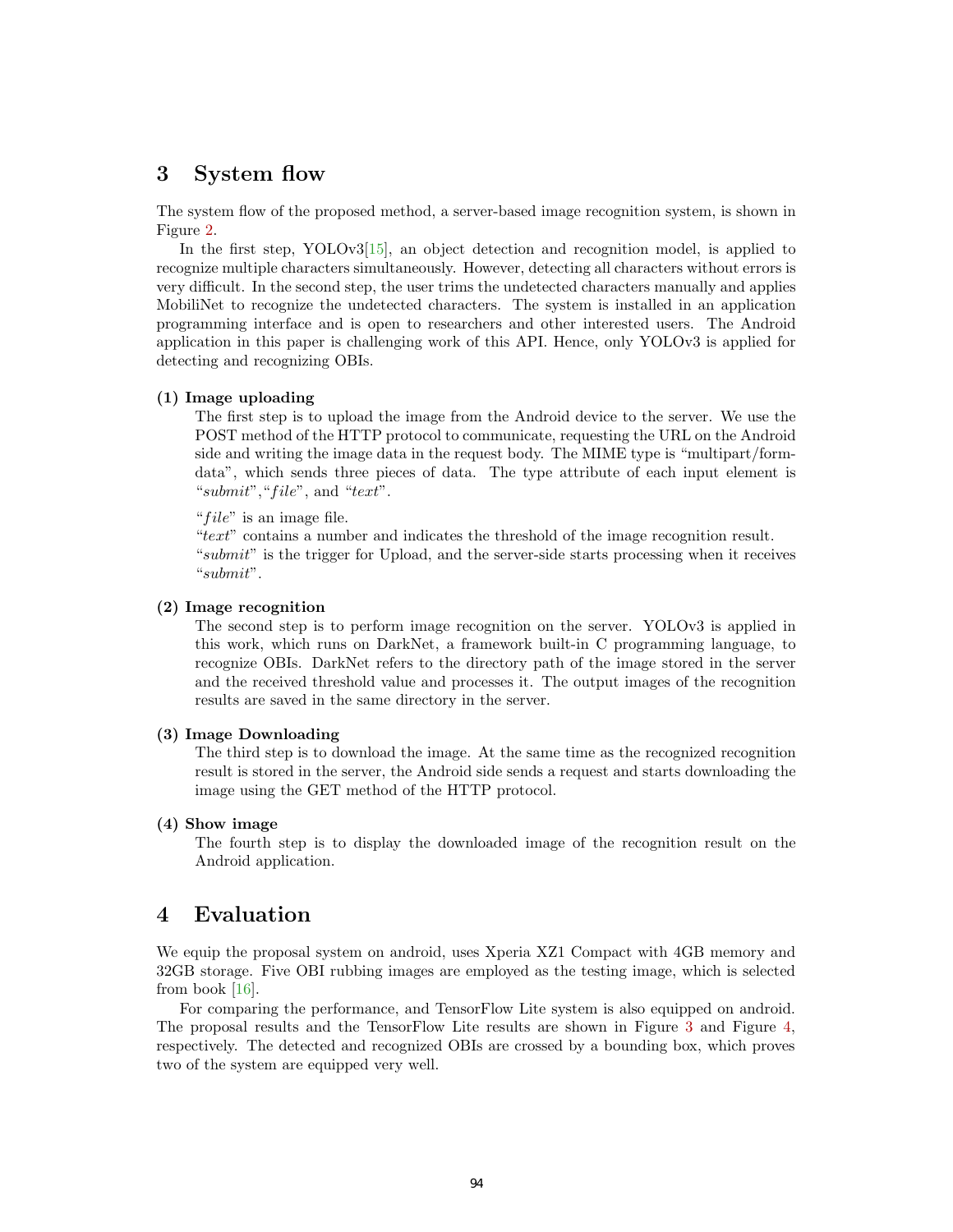## 3 System flow

The system flow of the proposed method, a server-based image recognition system, is shown in Figure 2.

In the first step, YOLOv3[15], an object detection and recognition model, is applied to recognize multiple characters simultaneously. However, detecting all characters without errors is very difficult. In the second step, the user trims the undetected characters manually and applies MobiliNet to recognize the undetected characters. The system is installed in an application programming interface and is open to researchers and other interested users. The Android application in this paper is challenging work of this API. Hence, only YOLOv3 is applied for detecting and recognizing OBIs.

**(1) Image uploading**

The first step is to upload the image from the Android device to the server. We use the POST method of the HTTP protocol to communicate, requesting the URL on the Android side and writing the image data in the request body. The MIME type is "multipart/form-data", which sends three pieces of data. The type attribute of each input element is "*submit*","*file*", and "*text*".

"*file*" is an image file.
"*text*" contains a number and indicates the threshold of the image recognition result.
"*submit*" is the trigger for Upload, and the server-side starts processing when it receives "*submit*".

**(2) Image recognition**

The second step is to perform image recognition on the server. YOLOv3 is applied in this work, which runs on DarkNet, a framework built-in C programming language, to recognize OBIs. DarkNet refers to the directory path of the image stored in the server and the received threshold value and processes it. The output images of the recognition results are saved in the same directory in the server.

**(3) Image Downloading**

The third step is to download the image. At the same time as the recognized recognition result is stored in the server, the Android side sends a request and starts downloading the image using the GET method of the HTTP protocol.

**(4) Show image**

The fourth step is to display the downloaded image of the recognition result on the Android application.

## 4 Evaluation

We equip the proposal system on android, uses Xperia XZ1 Compact with 4GB memory and 32GB storage. Five OBI rubbing images are employed as the testing image, which is selected from book [16].

For comparing the performance, and TensorFlow Lite system is also equipped on android. The proposal results and the TensorFlow Lite results are shown in Figure 3 and Figure 4, respectively. The detected and recognized OBIs are crossed by a bounding box, which proves two of the system are equipped very well.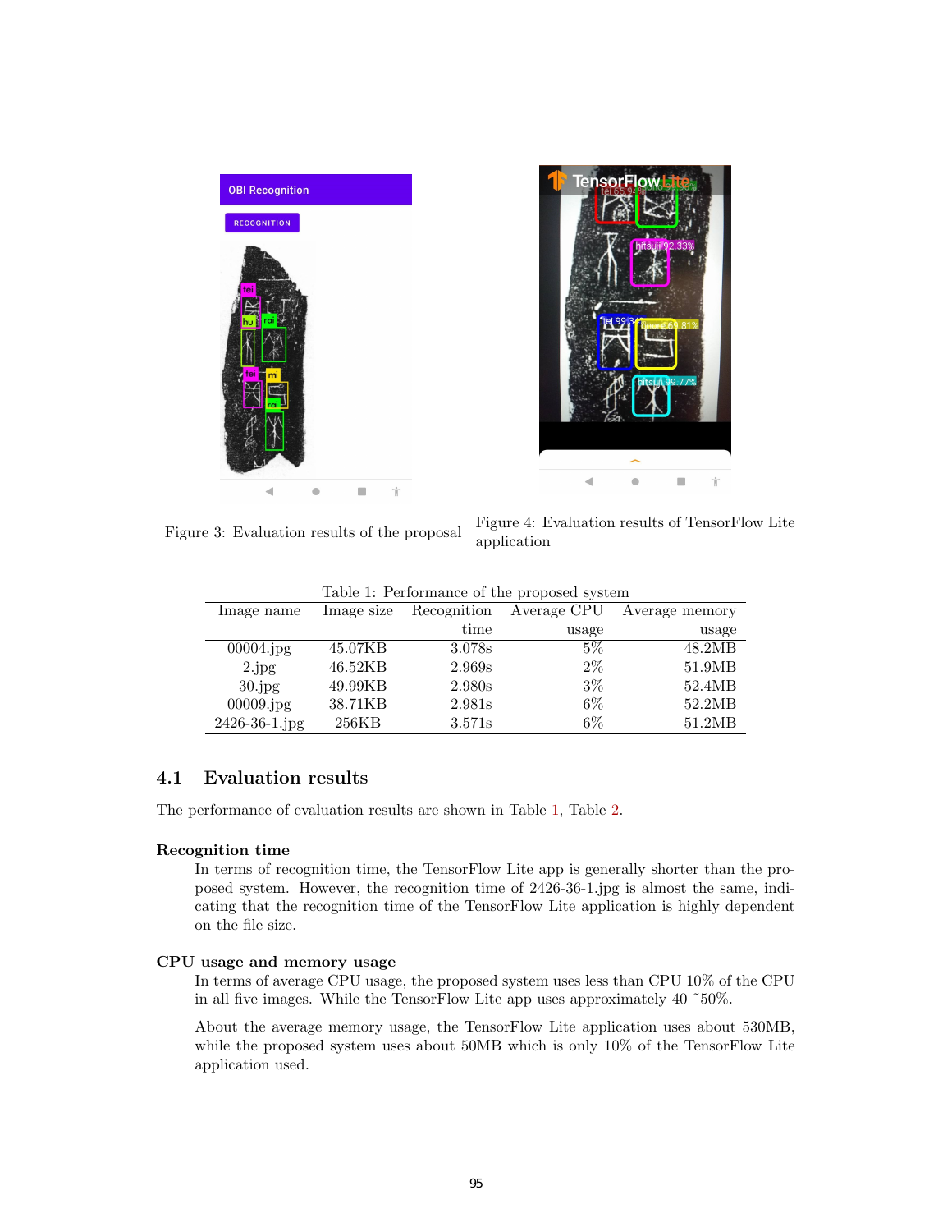Figure 3: Evaluation results of the proposal

Figure 4: Evaluation results of TensorFlow Lite application

Table 1: Performance of the proposed system

| Image name | Image size | Recognition time | Average CPU usage | Average memory usage |
|---|---|---|---|---|
| 00004.jpg | 45.07KB | 3.078s | 5% | 48.2MB |
| 2.jpg | 46.52KB | 2.969s | 2% | 51.9MB |
| 30.jpg | 49.99KB | 2.980s | 3% | 52.4MB |
| 00009.jpg | 38.71KB | 2.981s | 6% | 52.2MB |
| 2426-36-1.jpg | 256KB | 3.571s | 6% | 51.2MB |

### 4.1 Evaluation results

The performance of evaluation results are shown in Table 1, Table 2.

**Recognition time**

In terms of recognition time, the TensorFlow Lite app is generally shorter than the proposed system. However, the recognition time of 2426-36-1.jpg is almost the same, indicating that the recognition time of the TensorFlow Lite application is highly dependent on the file size.

**CPU usage and memory usage**

In terms of average CPU usage, the proposed system uses less than CPU 10% of the CPU in all five images. While the TensorFlow Lite app uses approximately 40 ˜50%.

About the average memory usage, the TensorFlow Lite application uses about 530MB, while the proposed system uses about 50MB which is only 10% of the TensorFlow Lite application used.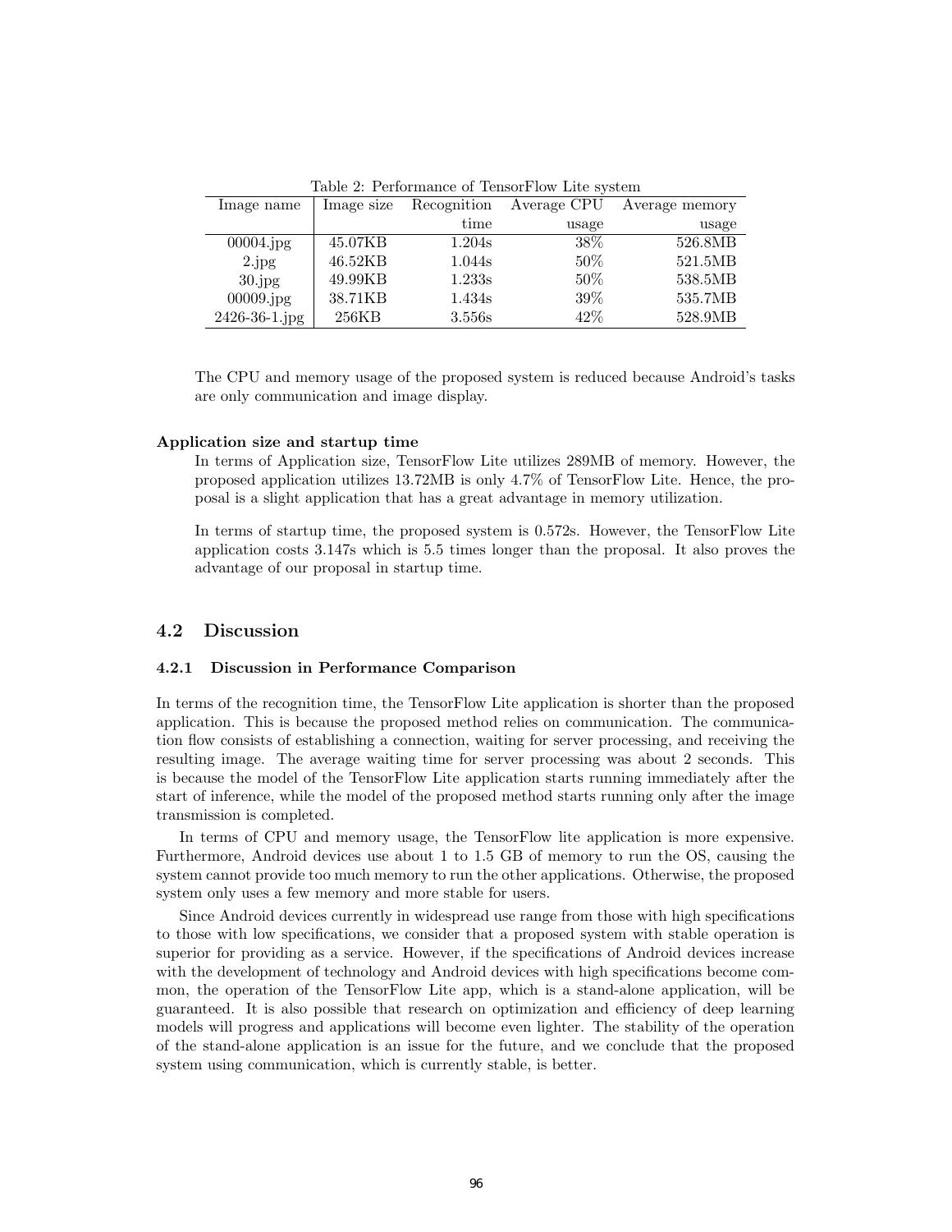Table 2: Performance of TensorFlow Lite system

| Image name | Image size | Recognition time | Average CPU usage | Average memory usage |
|---|---|---|---|---|
| 00004.jpg | 45.07KB | 1.204s | 38% | 526.8MB |
| 2.jpg | 46.52KB | 1.044s | 50% | 521.5MB |
| 30.jpg | 49.99KB | 1.233s | 50% | 538.5MB |
| 00009.jpg | 38.71KB | 1.434s | 39% | 535.7MB |
| 2426-36-1.jpg | 256KB | 3.556s | 42% | 528.9MB |

The CPU and memory usage of the proposed system is reduced because Android's tasks are only communication and image display.

**Application size and startup time**

In terms of Application size, TensorFlow Lite utilizes 289MB of memory. However, the proposed application utilizes 13.72MB is only 4.7% of TensorFlow Lite. Hence, the proposal is a slight application that has a great advantage in memory utilization.

In terms of startup time, the proposed system is 0.572s. However, the TensorFlow Lite application costs 3.147s which is 5.5 times longer than the proposal. It also proves the advantage of our proposal in startup time.

## 4.2 Discussion

### 4.2.1 Discussion in Performance Comparison

In terms of the recognition time, the TensorFlow Lite application is shorter than the proposed application. This is because the proposed method relies on communication. The communication flow consists of establishing a connection, waiting for server processing, and receiving the resulting image. The average waiting time for server processing was about 2 seconds. This is because the model of the TensorFlow Lite application starts running immediately after the start of inference, while the model of the proposed method starts running only after the image transmission is completed.

In terms of CPU and memory usage, the TensorFlow lite application is more expensive. Furthermore, Android devices use about 1 to 1.5 GB of memory to run the OS, causing the system cannot provide too much memory to run the other applications. Otherwise, the proposed system only uses a few memory and more stable for users.

Since Android devices currently in widespread use range from those with high specifications to those with low specifications, we consider that a proposed system with stable operation is superior for providing as a service. However, if the specifications of Android devices increase with the development of technology and Android devices with high specifications become common, the operation of the TensorFlow Lite app, which is a stand-alone application, will be guaranteed. It is also possible that research on optimization and efficiency of deep learning models will progress and applications will become even lighter. The stability of the operation of the stand-alone application is an issue for the future, and we conclude that the proposed system using communication, which is currently stable, is better.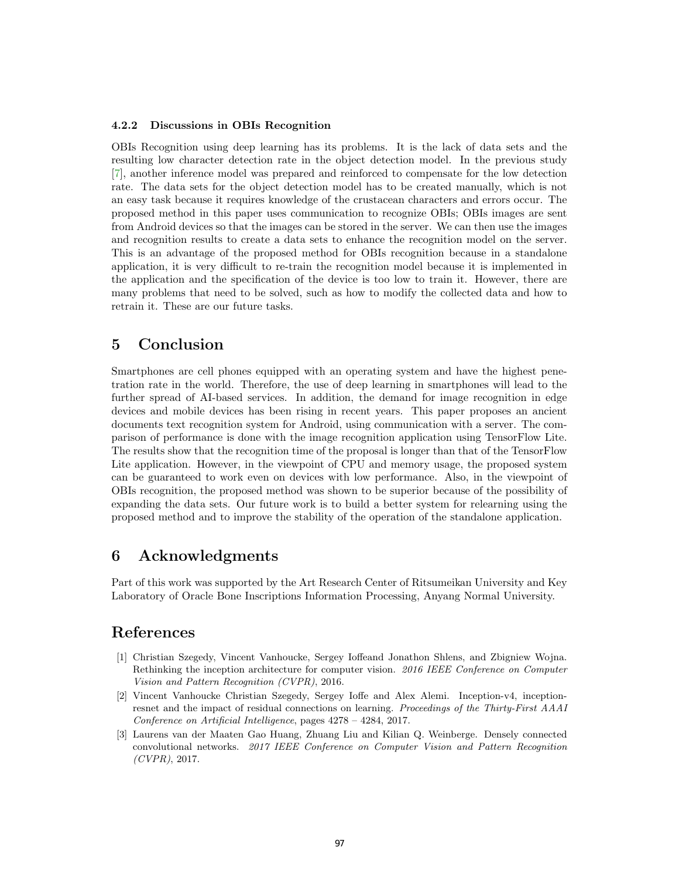#### 4.2.2 Discussions in OBIs Recognition

OBIs Recognition using deep learning has its problems. It is the lack of data sets and the resulting low character detection rate in the object detection model. In the previous study [7], another inference model was prepared and reinforced to compensate for the low detection rate. The data sets for the object detection model has to be created manually, which is not an easy task because it requires knowledge of the crustacean characters and errors occur. The proposed method in this paper uses communication to recognize OBIs; OBIs images are sent from Android devices so that the images can be stored in the server. We can then use the images and recognition results to create a data sets to enhance the recognition model on the server. This is an advantage of the proposed method for OBIs recognition because in a standalone application, it is very difficult to re-train the recognition model because it is implemented in the application and the specification of the device is too low to train it. However, there are many problems that need to be solved, such as how to modify the collected data and how to retrain it. These are our future tasks.

## 5 Conclusion

Smartphones are cell phones equipped with an operating system and have the highest penetration rate in the world. Therefore, the use of deep learning in smartphones will lead to the further spread of AI-based services. In addition, the demand for image recognition in edge devices and mobile devices has been rising in recent years. This paper proposes an ancient documents text recognition system for Android, using communication with a server. The comparison of performance is done with the image recognition application using TensorFlow Lite. The results show that the recognition time of the proposal is longer than that of the TensorFlow Lite application. However, in the viewpoint of CPU and memory usage, the proposed system can be guaranteed to work even on devices with low performance. Also, in the viewpoint of OBIs recognition, the proposed method was shown to be superior because of the possibility of expanding the data sets. Our future work is to build a better system for relearning using the proposed method and to improve the stability of the operation of the standalone application.

## 6 Acknowledgments

Part of this work was supported by the Art Research Center of Ritsumeikan University and Key Laboratory of Oracle Bone Inscriptions Information Processing, Anyang Normal University.

## References

[1] Christian Szegedy, Vincent Vanhoucke, Sergey Ioffeand Jonathon Shlens, and Zbigniew Wojna. Rethinking the inception architecture for computer vision. *2016 IEEE Conference on Computer Vision and Pattern Recognition (CVPR)*, 2016.

[2] Vincent Vanhoucke Christian Szegedy, Sergey Ioffe and Alex Alemi. Inception-v4, inception-resnet and the impact of residual connections on learning. *Proceedings of the Thirty-First AAAI Conference on Artificial Intelligence*, pages 4278 – 4284, 2017.

[3] Laurens van der Maaten Gao Huang, Zhuang Liu and Kilian Q. Weinberge. Densely connected convolutional networks. *2017 IEEE Conference on Computer Vision and Pattern Recognition (CVPR)*, 2017.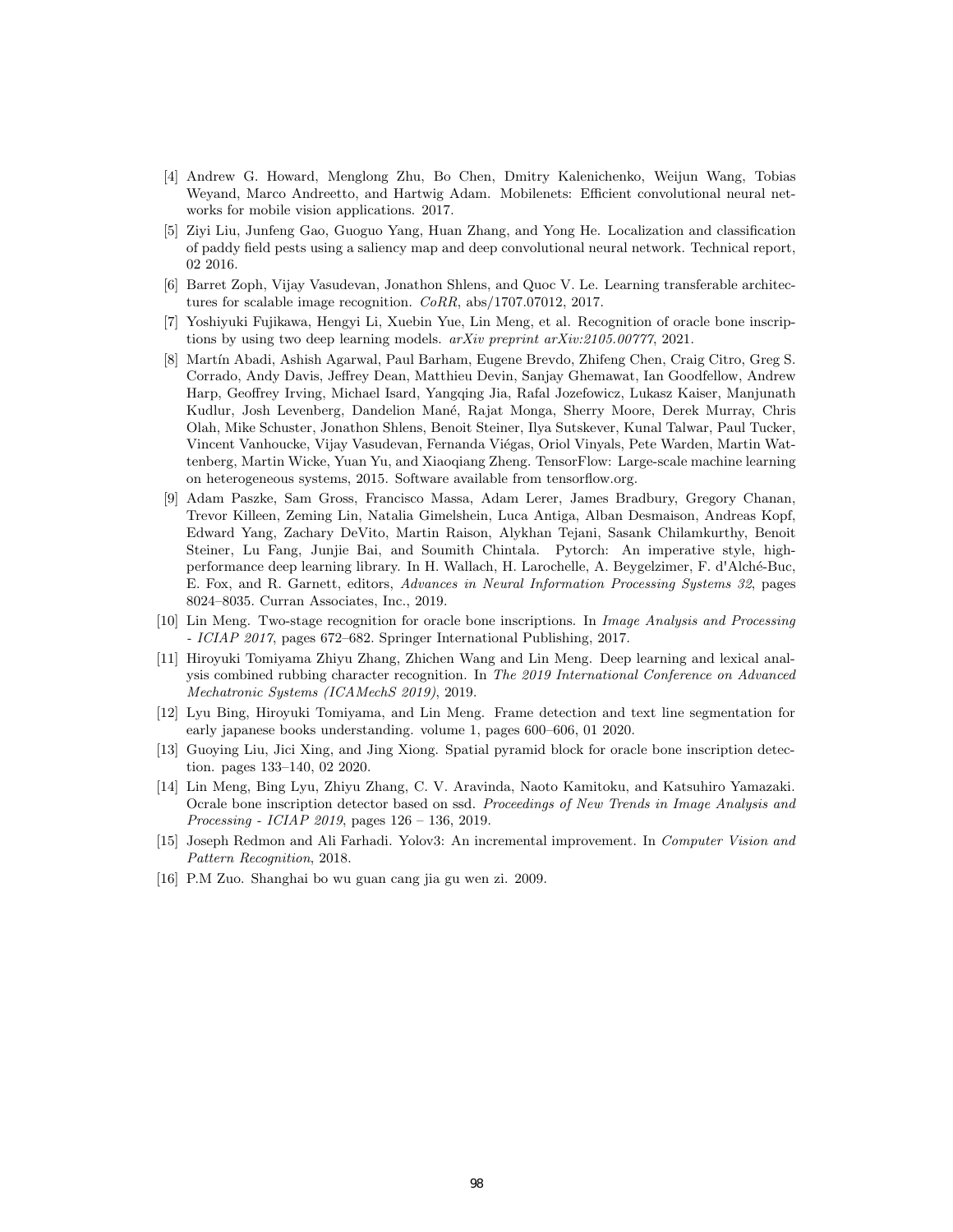[4] Andrew G. Howard, Menglong Zhu, Bo Chen, Dmitry Kalenichenko, Weijun Wang, Tobias Weyand, Marco Andreetto, and Hartwig Adam. Mobilenets: Efficient convolutional neural networks for mobile vision applications. 2017.

[5] Ziyi Liu, Junfeng Gao, Guoguo Yang, Huan Zhang, and Yong He. Localization and classification of paddy field pests using a saliency map and deep convolutional neural network. Technical report, 02 2016.

[6] Barret Zoph, Vijay Vasudevan, Jonathon Shlens, and Quoc V. Le. Learning transferable architectures for scalable image recognition. *CoRR*, abs/1707.07012, 2017.

[7] Yoshiyuki Fujikawa, Hengyi Li, Xuebin Yue, Lin Meng, et al. Recognition of oracle bone inscriptions by using two deep learning models. *arXiv preprint arXiv:2105.00777*, 2021.

[8] Martín Abadi, Ashish Agarwal, Paul Barham, Eugene Brevdo, Zhifeng Chen, Craig Citro, Greg S. Corrado, Andy Davis, Jeffrey Dean, Matthieu Devin, Sanjay Ghemawat, Ian Goodfellow, Andrew Harp, Geoffrey Irving, Michael Isard, Yangqing Jia, Rafal Jozefowicz, Lukasz Kaiser, Manjunath Kudlur, Josh Levenberg, Dandelion Mané, Rajat Monga, Sherry Moore, Derek Murray, Chris Olah, Mike Schuster, Jonathon Shlens, Benoit Steiner, Ilya Sutskever, Kunal Talwar, Paul Tucker, Vincent Vanhoucke, Vijay Vasudevan, Fernanda Viégas, Oriol Vinyals, Pete Warden, Martin Wattenberg, Martin Wicke, Yuan Yu, and Xiaoqiang Zheng. TensorFlow: Large-scale machine learning on heterogeneous systems, 2015. Software available from tensorflow.org.

[9] Adam Paszke, Sam Gross, Francisco Massa, Adam Lerer, James Bradbury, Gregory Chanan, Trevor Killeen, Zeming Lin, Natalia Gimelshein, Luca Antiga, Alban Desmaison, Andreas Kopf, Edward Yang, Zachary DeVito, Martin Raison, Alykhan Tejani, Sasank Chilamkurthy, Benoit Steiner, Lu Fang, Junjie Bai, and Soumith Chintala. Pytorch: An imperative style, high-performance deep learning library. In H. Wallach, H. Larochelle, A. Beygelzimer, F. d'Alché-Buc, E. Fox, and R. Garnett, editors, *Advances in Neural Information Processing Systems 32*, pages 8024–8035. Curran Associates, Inc., 2019.

[10] Lin Meng. Two-stage recognition for oracle bone inscriptions. In *Image Analysis and Processing - ICIAP 2017*, pages 672–682. Springer International Publishing, 2017.

[11] Hiroyuki Tomiyama Zhiyu Zhang, Zhichen Wang and Lin Meng. Deep learning and lexical analysis combined rubbing character recognition. In *The 2019 International Conference on Advanced Mechatronic Systems (ICAMechS 2019)*, 2019.

[12] Lyu Bing, Hiroyuki Tomiyama, and Lin Meng. Frame detection and text line segmentation for early japanese books understanding. volume 1, pages 600–606, 01 2020.

[13] Guoying Liu, Jici Xing, and Jing Xiong. Spatial pyramid block for oracle bone inscription detection. pages 133–140, 02 2020.

[14] Lin Meng, Bing Lyu, Zhiyu Zhang, C. V. Aravinda, Naoto Kamitoku, and Katsuhiro Yamazaki. Ocrale bone inscription detector based on ssd. *Proceedings of New Trends in Image Analysis and Processing - ICIAP 2019*, pages 126 – 136, 2019.

[15] Joseph Redmon and Ali Farhadi. Yolov3: An incremental improvement. In *Computer Vision and Pattern Recognition*, 2018.

[16] P.M Zuo. Shanghai bo wu guan cang jia gu wen zi. 2009.